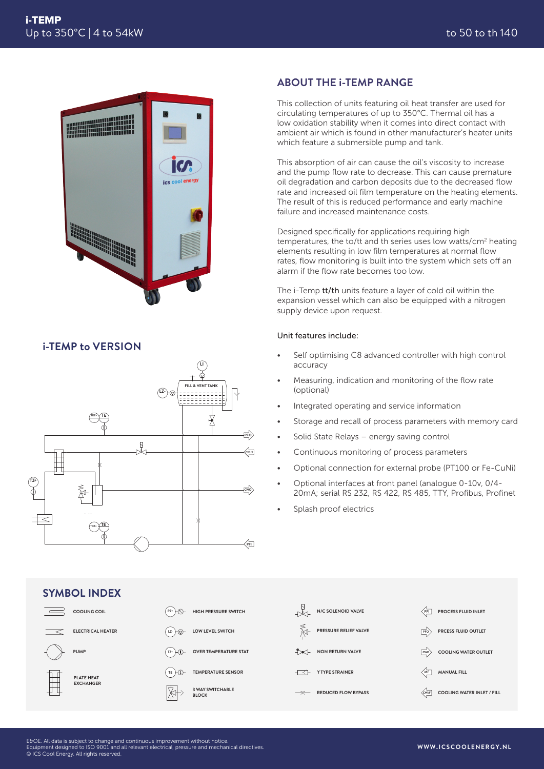# i-TEMP
Up to 350°C | 4 to 54kW

to 50 to th 140

## ABOUT THE i-TEMP RANGE

This collection of units featuring oil heat transfer are used for circulating temperatures of up to 350°C. Thermal oil has a low oxidation stability when it comes into direct contact with ambient air which is found in other manufacturer's heater units which feature a submersible pump and tank.

This absorption of air can cause the oil's viscosity to increase and the pump flow rate to decrease. This can cause premature oil degradation and carbon deposits due to the decreased flow rate and increased oil film temperature on the heating elements. The result of this is reduced performance and early machine failure and increased maintenance costs.

Designed specifically for applications requiring high temperatures, the to/tt and th series uses low watts/cm² heating elements resulting in low film temperatures at normal flow rates, flow monitoring is built into the system which sets off an alarm if the flow rate becomes too low.

The i-Temp **tt/th** units feature a layer of cold oil within the expansion vessel which can also be equipped with a nitrogen supply device upon request.

Unit features include:

- Self optimising C8 advanced controller with high control accuracy
- Measuring, indication and monitoring of the flow rate (optional)
- Integrated operating and service information
- Storage and recall of process parameters with memory card
- Solid State Relays – energy saving control
- Continuous monitoring of process parameters
- Optional connection for external probe (PT100 or Fe-CuNi)
- Optional interfaces at front panel (analogue 0-10v, 0/4-20mA; serial RS 232, RS 422, RS 485, TTY, Profibus, Profinet
- Splash proof electrics

## i-TEMP to VERSION

LI
FILL & VENT TANK
LZ
TDZ+ TE
PFO
CWI/F
TZ+
CWO
TDZ+ TE
PFI

## SYMBOL INDEX

| Symbol | Symbol | Symbol | Symbol |
|---|---|---|---|
| COOLING COIL | HIGH PRESSURE SWITCH | N/C SOLENOID VALVE | PROCESS FLUID INLET |
| ELECTRICAL HEATER | LOW LEVEL SWITCH | PRESSURE RELIEF VALVE | PRCESS FLUID OUTLET |
| PUMP | OVER TEMPERATURE STAT | NON RETURN VALVE | COOLING WATER OUTLET |
| PLATE HEAT EXCHANGER | TEMPERATURE SENSOR | Y TYPE STRAINER | MANUAL FILL |
| | 3 WAY SWITCHABLE BLOCK | REDUCED FLOW BYPASS | COOLING WATER INLET / FILL |

E&OE. All data is subject to change and continuous improvement without notice.
Equipment designed to ISO 9001 and all relevant electrical, pressure and mechanical directives.
© ICS Cool Energy. All rights reserved.

WWW.ICSCOOLENERGY.NL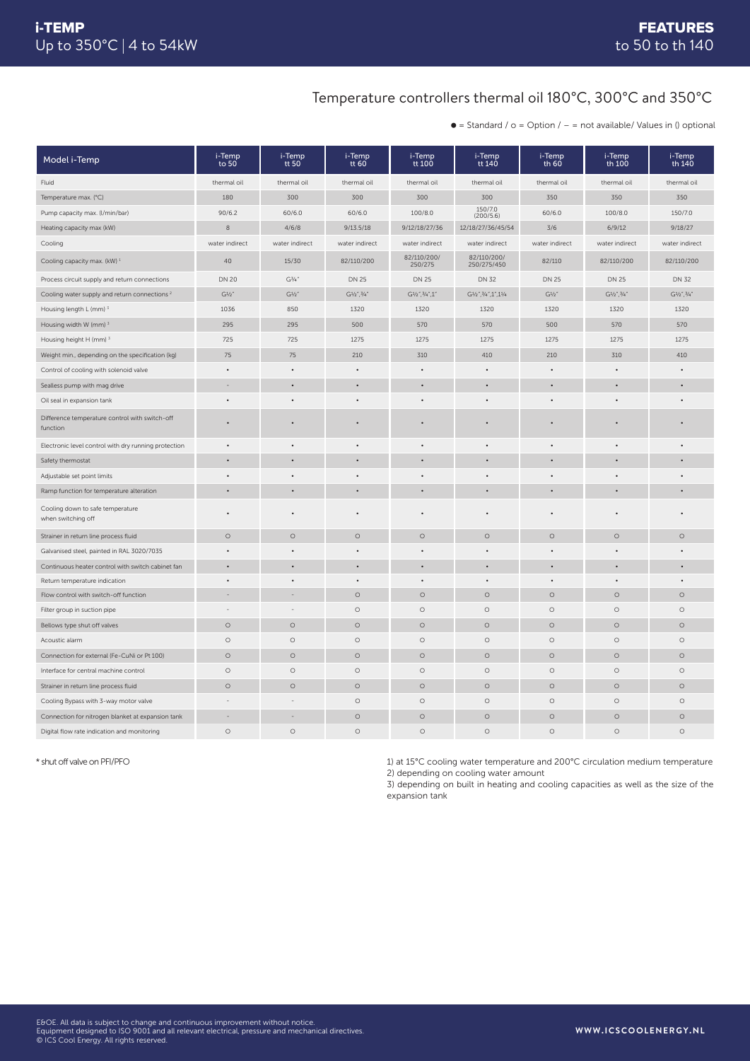# i-TEMP
Up to 350°C | 4 to 54kW

# FEATURES
to 50 to th 140

## Temperature controllers thermal oil 180°C, 300°C and 350°C

● = Standard / ○ = Option / – = not available/ Values in () optional

| Model i-Temp | i-Temp to 50 | i-Temp tt 50 | i-Temp tt 60 | i-Temp tt 100 | i-Temp tt 140 | i-Temp th 60 | i-Temp th 100 | i-Temp th 140 |
|---|---|---|---|---|---|---|---|---|
| Fluid | thermal oil | thermal oil | thermal oil | thermal oil | thermal oil | thermal oil | thermal oil | thermal oil |
| Temperature max. (°C) | 180 | 300 | 300 | 300 | 300 | 350 | 350 | 350 |
| Pump capacity max. (l/min/bar) | 90/6.2 | 60/6.0 | 60/6.0 | 100/8.0 | 150/7.0 (200/5.6) | 60/6.0 | 100/8.0 | 150/7.0 |
| Heating capacity max (kW) | 8 | 4/6/8 | 9/13.5/18 | 9/12/18/27/36 | 12/18/27/36/45/54 | 3/6 | 6/9/12 | 9/18/27 |
| Cooling | water indirect | water indirect | water indirect | water indirect | water indirect | water indirect | water indirect | water indirect |
| Cooling capacity max. (kW) [1] | 40 | 15/30 | 82/110/200 | 82/110/200/ 250/275 | 82/110/200/ 250/275/450 | 82/110 | 82/110/200 | 82/110/200 |
| Process circuit supply and return connections | DN 20 | G¾" | DN 25 | DN 25 | DN 32 | DN 25 | DN 25 | DN 32 |
| Cooling water supply and return connections [2] | G½" | G½" | G½", ¾" | G½", ¾", 1" | G½", ¾", 1", 1¼ | G½" | G½", ¾" | G½", ¾" |
| Housing length L (mm) [3] | 1036 | 850 | 1320 | 1320 | 1320 | 1320 | 1320 | 1320 |
| Housing width W (mm) [3] | 295 | 295 | 500 | 570 | 570 | 500 | 570 | 570 |
| Housing height H (mm) [3] | 725 | 725 | 1275 | 1275 | 1275 | 1275 | 1275 | 1275 |
| Weight min., depending on the specification (kg) | 75 | 75 | 210 | 310 | 410 | 210 | 310 | 410 |
| Control of cooling with solenoid valve | ● | ● | ● | ● | ● | ● | ● | ● |
| Sealless pump with mag drive | – | ● | ● | ● | ● | ● | ● | ● |
| Oil seal in expansion tank | ● | ● | ● | ● | ● | ● | ● | ● |
| Difference temperature control with switch-off function | ● | ● | ● | ● | ● | ● | ● | ● |
| Electronic level control with dry running protection | ● | ● | ● | ● | ● | ● | ● | ● |
| Safety thermostat | ● | ● | ● | ● | ● | ● | ● | ● |
| Adjustable set point limits | ● | ● | ● | ● | ● | ● | ● | ● |
| Ramp function for temperature alteration | ● | ● | ● | ● | ● | ● | ● | ● |
| Cooling down to safe temperature when switching off | ● | ● | ● | ● | ● | ● | ● | ● |
| Strainer in return line process fluid | ○ | ○ | ○ | ○ | ○ | ○ | ○ | ○ |
| Galvanised steel, painted in RAL 3020/7035 | ● | ● | ● | ● | ● | ● | ● | ● |
| Continuous heater control with switch cabinet fan | ● | ● | ● | ● | ● | ● | ● | ● |
| Return temperature indication | ● | ● | ● | ● | ● | ● | ● | ● |
| Flow control with switch-off function | – | – | ○ | ○ | ○ | ○ | ○ | ○ |
| Filter group in suction pipe | – | – | ○ | ○ | ○ | ○ | ○ | ○ |
| Bellows type shut off valves | ○ | ○ | ○ | ○ | ○ | ○ | ○ | ○ |
| Acoustic alarm | ○ | ○ | ○ | ○ | ○ | ○ | ○ | ○ |
| Connection for external (Fe-CuNi or Pt 100) | ○ | ○ | ○ | ○ | ○ | ○ | ○ | ○ |
| Interface for central machine control | ○ | ○ | ○ | ○ | ○ | ○ | ○ | ○ |
| Strainer in return line process fluid | ○ | ○ | ○ | ○ | ○ | ○ | ○ | ○ |
| Cooling Bypass with 3-way motor valve | – | – | ○ | ○ | ○ | ○ | ○ | ○ |
| Connection for nitrogen blanket at expansion tank | – | – | ○ | ○ | ○ | ○ | ○ | ○ |
| Digital flow rate indication and monitoring | ○ | ○ | ○ | ○ | ○ | ○ | ○ | ○ |

* shut off valve on PFI/PFO

1) at 15°C cooling water temperature and 200°C circulation medium temperature
2) depending on cooling water amount
3) depending on built in heating and cooling capacities as well as the size of the expansion tank

E&OE. All data is subject to change and continuous improvement without notice.
Equipment designed to ISO 9001 and all relevant electrical, pressure and mechanical directives.
© ICS Cool Energy. All rights reserved.

WWW.ICSCOOLENERGY.NL